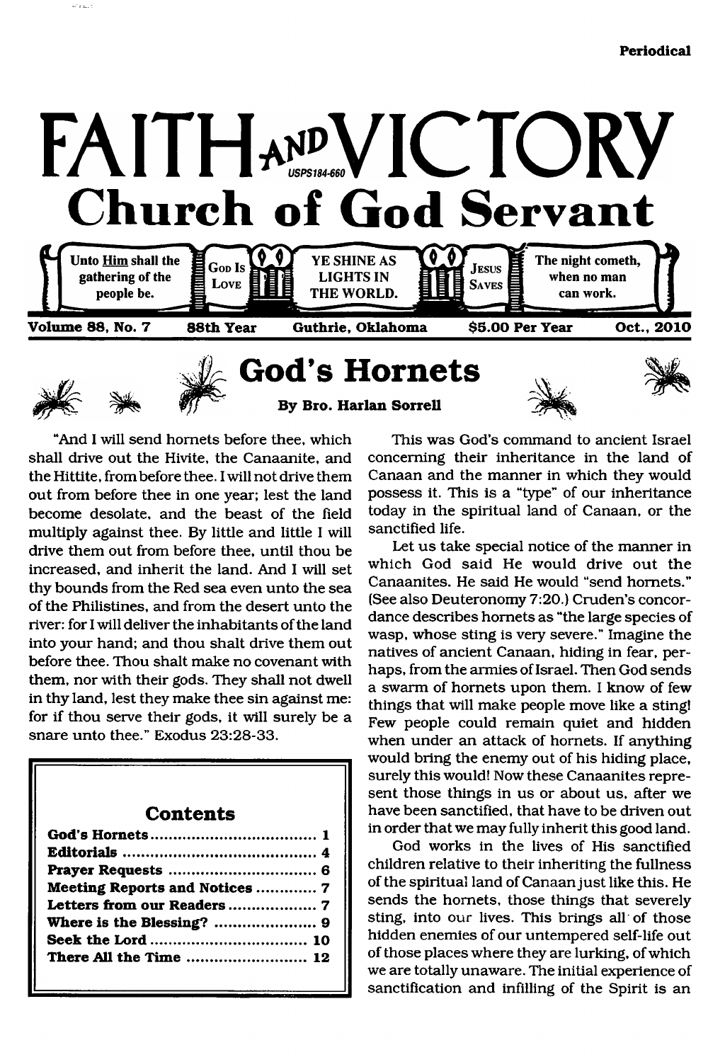Periodical

# FAITH AND VICTORY

USPS184-660

## Church of God Servant

Unto Him shall the gathering of the people be. | God Is Love | YE SHINE AS LIGHTS IN THE WORLD. | Jesus Saves | The night cometh, when no man can work.

**Volume 88, No. 7** **88th Year** **Guthrie, Oklahoma** **$5.00 Per Year** **Oct., 2010**

## God's Hornets

**By Bro. Harlan Sorrell**

"And I will send hornets before thee, which shall drive out the Hivite, the Canaanite, and the Hittite, from before thee. I will not drive them out from before thee in one year; lest the land become desolate, and the beast of the field multiply against thee. By little and little I will drive them out from before thee, until thou be increased, and inherit the land. And I will set thy bounds from the Red sea even unto the sea of the Philistines, and from the desert unto the river: for I will deliver the inhabitants of the land into your hand; and thou shalt drive them out before thee. Thou shalt make no covenant with them, nor with their gods. They shall not dwell in thy land, lest they make thee sin against me: for if thou serve their gods, it will surely be a snare unto thee." Exodus 23:28-33.

### Contents

| | |
|---|---|
| **God's Hornets** | **1** |
| **Editorials** | **4** |
| **Prayer Requests** | **6** |
| **Meeting Reports and Notices** | **7** |
| **Letters from our Readers** | **7** |
| **Where is the Blessing?** | **9** |
| **Seek the Lord** | **10** |
| **There All the Time** | **12** |

This was God's command to ancient Israel concerning their inheritance in the land of Canaan and the manner in which they would possess it. This is a "type" of our inheritance today in the spiritual land of Canaan, or the sanctified life.

Let us take special notice of the manner in which God said He would drive out the Canaanites. He said He would "send hornets." (See also Deuteronomy 7:20.) Cruden's concordance describes hornets as "the large species of wasp, whose sting is very severe." Imagine the natives of ancient Canaan, hiding in fear, perhaps, from the armies of Israel. Then God sends a swarm of hornets upon them. I know of few things that will make people move like a sting! Few people could remain quiet and hidden when under an attack of hornets. If anything would bring the enemy out of his hiding place, surely this would! Now these Canaanites represent those things in us or about us, after we have been sanctified, that have to be driven out in order that we may fully inherit this good land.

God works in the lives of His sanctified children relative to their inheriting the fullness of the spiritual land of Canaan just like this. He sends the hornets, those things that severely sting, into our lives. This brings all of those hidden enemies of our untempered self-life out of those places where they are lurking, of which we are totally unaware. The initial experience of sanctification and infilling of the Spirit is an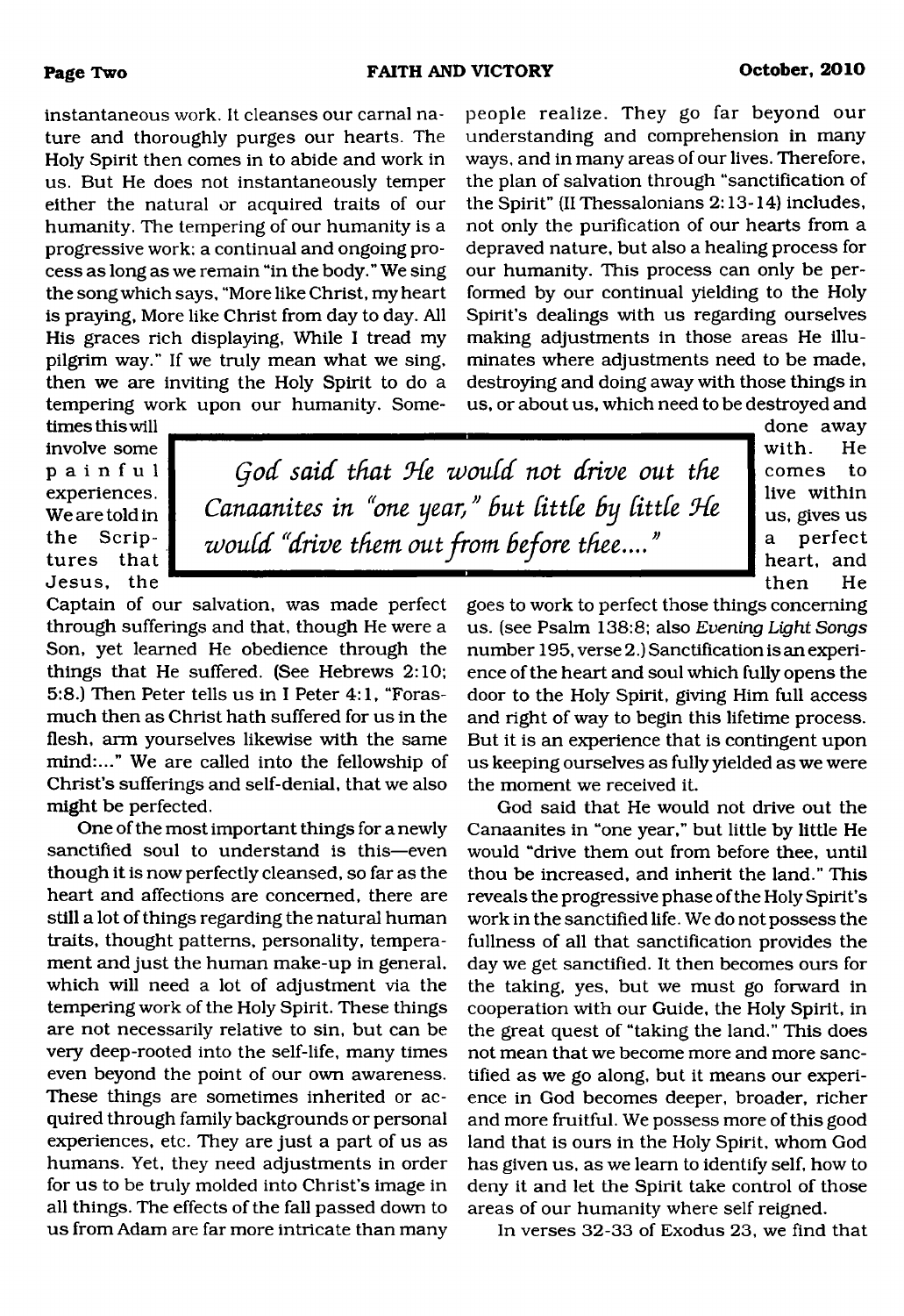instantaneous work. It cleanses our carnal nature and thoroughly purges our hearts. The Holy Spirit then comes in to abide and work in us. But He does not instantaneously temper either the natural or acquired traits of our humanity. The tempering of our humanity is a progressive work; a continual and ongoing process as long as we remain "in the body." We sing the song which says, "More like Christ, my heart is praying, More like Christ from day to day. All His graces rich displaying, While I tread my pilgrim way." If we truly mean what we sing, then we are inviting the Holy Spirit to do a tempering work upon our humanity. Sometimes this will involve some painful experiences. We are told in the Scriptures that Jesus, the Captain of our salvation, was made perfect through sufferings and that, though He were a Son, yet learned He obedience through the things that He suffered. (See Hebrews 2:10; 5:8.) Then Peter tells us in I Peter 4:1, "Forasmuch then as Christ hath suffered for us in the flesh, arm yourselves likewise with the same mind:..." We are called into the fellowship of Christ's sufferings and self-denial, that we also might be perfected.

One of the most important things for a newly sanctified soul to understand is this—even though it is now perfectly cleansed, so far as the heart and affections are concerned, there are still a lot of things regarding the natural human traits, thought patterns, personality, temperament and just the human make-up in general, which will need a lot of adjustment via the tempering work of the Holy Spirit. These things are not necessarily relative to sin, but can be very deep-rooted into the self-life, many times even beyond the point of our own awareness. These things are sometimes inherited or acquired through family backgrounds or personal experiences, etc. They are just a part of us as humans. Yet, they need adjustments in order for us to be truly molded into Christ's image in all things. The effects of the fall passed down to us from Adam are far more intricate than many people realize. They go far beyond our understanding and comprehension in many ways, and in many areas of our lives. Therefore, the plan of salvation through "sanctification of the Spirit" (II Thessalonians 2:13-14) includes, not only the purification of our hearts from a depraved nature, but also a healing process for our humanity. This process can only be performed by our continual yielding to the Holy Spirit's dealings with us regarding ourselves making adjustments in those areas He illuminates where adjustments need to be made, destroying and doing away with those things in us, or about us, which need to be destroyed and done away with. He comes to live within us, gives us a perfect heart, and then He goes to work to perfect those things concerning us. (see Psalm 138:8; also *Evening Light Songs* number 195, verse 2.) Sanctification is an experience of the heart and soul which fully opens the door to the Holy Spirit, giving Him full access and right of way to begin this lifetime process. But it is an experience that is contingent upon us keeping ourselves as fully yielded as we were the moment we received it.

> *God said that He would not drive out the Canaanites in "one year," but little by little He would "drive them out from before thee...."*

God said that He would not drive out the Canaanites in "one year," but little by little He would "drive them out from before thee, until thou be increased, and inherit the land." This reveals the progressive phase of the Holy Spirit's work in the sanctified life. We do not possess the fullness of all that sanctification provides the day we get sanctified. It then becomes ours for the taking, yes, but we must go forward in cooperation with our Guide, the Holy Spirit, in the great quest of "taking the land." This does not mean that we become more and more sanctified as we go along, but it means our experience in God becomes deeper, broader, richer and more fruitful. We possess more of this good land that is ours in the Holy Spirit, whom God has given us, as we learn to identify self, how to deny it and let the Spirit take control of those areas of our humanity where self reigned.

In verses 32-33 of Exodus 23, we find that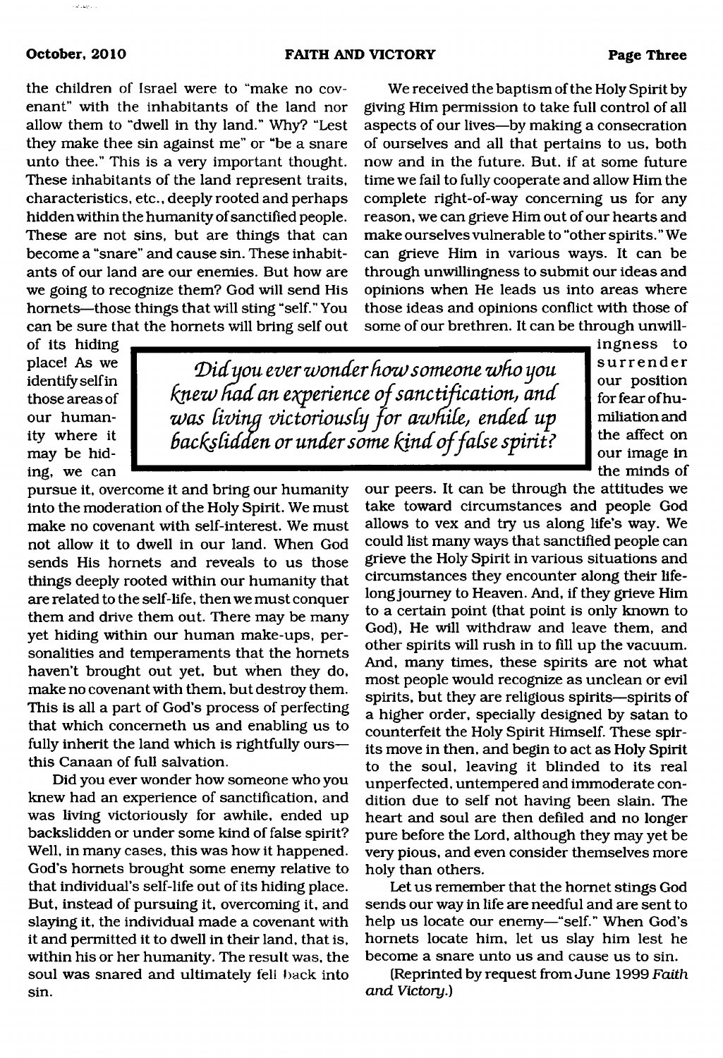the children of Israel were to "make no covenant" with the inhabitants of the land nor allow them to "dwell in thy land." Why? "Lest they make thee sin against me" or "be a snare unto thee." This is a very important thought. These inhabitants of the land represent traits, characteristics, etc., deeply rooted and perhaps hidden within the humanity of sanctified people. These are not sins, but are things that can become a "snare" and cause sin. These inhabitants of our land are our enemies. But how are we going to recognize them? God will send His hornets—those things that will sting "self." You can be sure that the hornets will bring self out of its hiding place! As we identify self in those areas of our humanity where it may be hiding, we can pursue it, overcome it and bring our humanity into the moderation of the Holy Spirit. We must make no covenant with self-interest. We must not allow it to dwell in our land. When God sends His hornets and reveals to us those things deeply rooted within our humanity that are related to the self-life, then we must conquer them and drive them out. There may be many yet hiding within our human make-ups, personalities and temperaments that the hornets haven't brought out yet, but when they do, make no covenant with them, but destroy them. This is all a part of God's process of perfecting that which concerneth us and enabling us to fully inherit the land which is rightfully ours—this Canaan of full salvation.

Did you ever wonder how someone who you knew had an experience of sanctification, and was living victoriously for awhile, ended up backslidden or under some kind of false spirit? Well, in many cases, this was how it happened. God's hornets brought some enemy relative to that individual's self-life out of its hiding place. But, instead of pursuing it, overcoming it, and slaying it, the individual made a covenant with it and permitted it to dwell in their land, that is, within his or her humanity. The result was, the soul was snared and ultimately fell back into sin.

> *Did you ever wonder how someone who you knew had an experience of sanctification, and was living victoriously for awhile, ended up backslidden or under some kind of false spirit?*

We received the baptism of the Holy Spirit by giving Him permission to take full control of all aspects of our lives—by making a consecration of ourselves and all that pertains to us, both now and in the future. But, if at some future time we fail to fully cooperate and allow Him the complete right-of-way concerning us for any reason, we can grieve Him out of our hearts and make ourselves vulnerable to "other spirits." We can grieve Him in various ways. It can be through unwillingness to submit our ideas and opinions when He leads us into areas where those ideas and opinions conflict with those of some of our brethren. It can be through unwillingness to surrender our position for fear of humiliation and the affect on our image in the minds of our peers. It can be through the attitudes we take toward circumstances and people God allows to vex and try us along life's way. We could list many ways that sanctified people can grieve the Holy Spirit in various situations and circumstances they encounter along their lifelong journey to Heaven. And, if they grieve Him to a certain point (that point is only known to God), He will withdraw and leave them, and other spirits will rush in to fill up the vacuum. And, many times, these spirits are not what most people would recognize as unclean or evil spirits, but they are religious spirits—spirits of a higher order, specially designed by satan to counterfeit the Holy Spirit Himself. These spirits move in then, and begin to act as Holy Spirit to the soul, leaving it blinded to its real unperfected, untempered and immoderate condition due to self not having been slain. The heart and soul are then defiled and no longer pure before the Lord, although they may yet be very pious, and even consider themselves more holy than others.

Let us remember that the hornet stings God sends our way in life are needful and are sent to help us locate our enemy—"self." When God's hornets locate him, let us slay him lest he become a snare unto us and cause us to sin.

(Reprinted by request from June 1999 *Faith and Victory*.)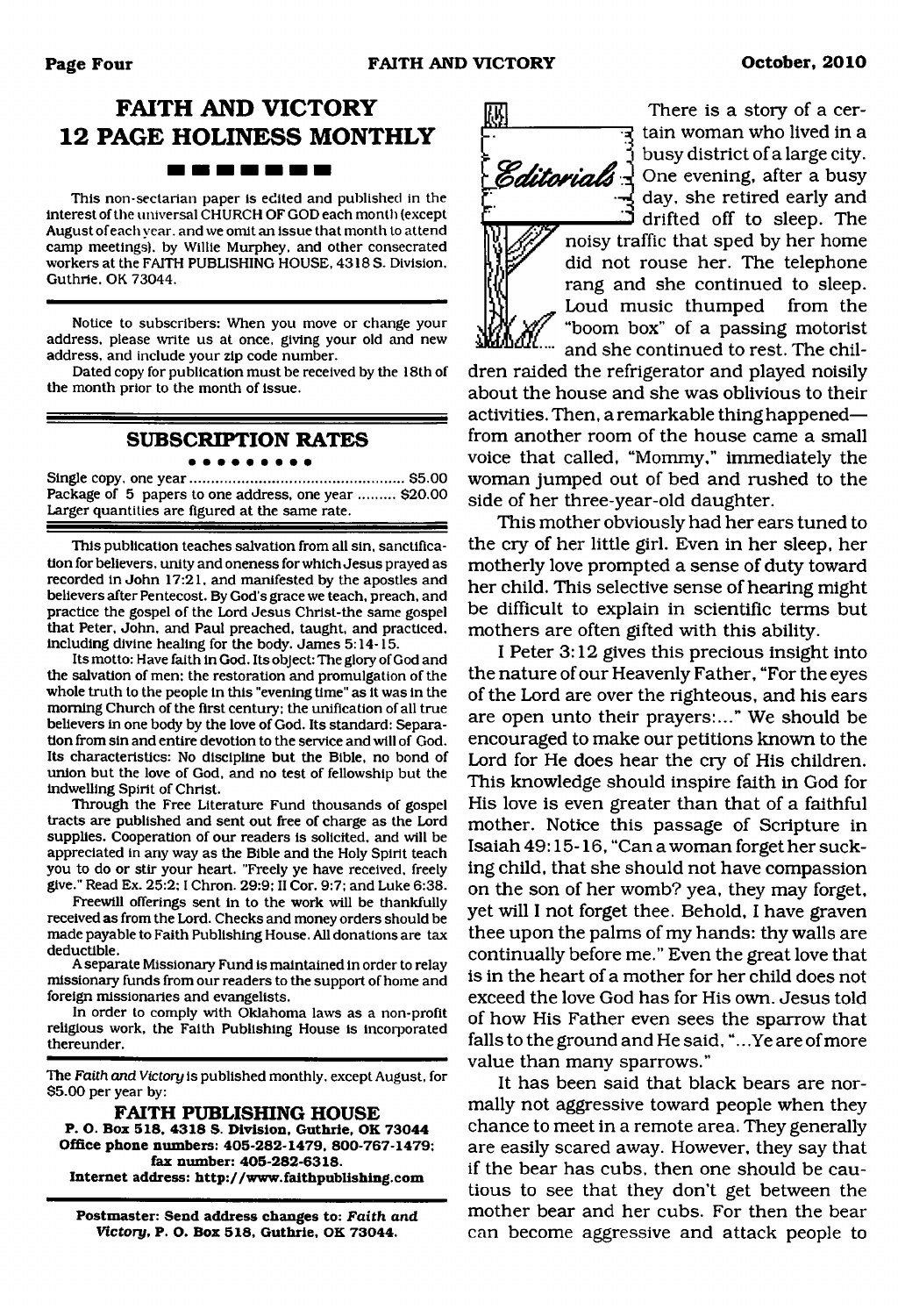# FAITH AND VICTORY 12 PAGE HOLINESS MONTHLY

This non-sectarian paper is edited and published in the interest of the universal CHURCH OF GOD each month (except August of each year, and we omit an issue that month to attend camp meetings), by Willie Murphey, and other consecrated workers at the FAITH PUBLISHING HOUSE, 4318 S. Division, Guthrie, OK 73044.

Notice to subscribers: When you move or change your address, please write us at once, giving your old and new address, and include your zip code number.

Dated copy for publication must be received by the 18th of the month prior to the month of issue.

## SUBSCRIPTION RATES

Single copy, one year ........................................ $5.00
Package of 5 papers to one address, one year ......... $20.00
Larger quantities are figured at the same rate.

This publication teaches salvation from all sin, sanctification for believers, unity and oneness for which Jesus prayed as recorded in John 17:21, and manifested by the apostles and believers after Pentecost. By God's grace we teach, preach, and practice the gospel of the Lord Jesus Christ-the same gospel that Peter, John, and Paul preached, taught, and practiced, including divine healing for the body. James 5:14-15.

Its motto: Have faith in God. Its object: The glory of God and the salvation of men: the restoration and promulgation of the whole truth to the people in this "evening time" as it was in the morning Church of the first century; the unification of all true believers in one body by the love of God. Its standard: Separation from sin and entire devotion to the service and will of God. Its characteristics: No discipline but the Bible, no bond of union but the love of God, and no test of fellowship but the indwelling Spirit of Christ.

Through the Free Literature Fund thousands of gospel tracts are published and sent out free of charge as the Lord supplies. Cooperation of our readers is solicited, and will be appreciated in any way as the Bible and the Holy Spirit teach you to do or stir your heart. "Freely ye have received, freely give." Read Ex. 25:2; I Chron. 29:9; II Cor. 9:7; and Luke 6:38.

Freewill offerings sent in to the work will be thankfully received as from the Lord. Checks and money orders should be made payable to Faith Publishing House. All donations are tax deductible.

A separate Missionary Fund is maintained in order to relay missionary funds from our readers to the support of home and foreign missionaries and evangelists.

In order to comply with Oklahoma laws as a non-profit religious work, the Faith Publishing House is incorporated thereunder.

The *Faith and Victory* is published monthly, except August, for $5.00 per year by:

**FAITH PUBLISHING HOUSE**
**P. O. Box 518, 4318 S. Division, Guthrie, OK 73044**
**Office phone numbers: 405-282-1479, 800-767-1479; fax number: 405-282-6318.**
**Internet address: http://www.faithpublishing.com**

**Postmaster: Send address changes to: *Faith and Victory*, P. O. Box 518, Guthrie, OK 73044.**

## Editorials

There is a story of a certain woman who lived in a busy district of a large city. One evening, after a busy day, she retired early and drifted off to sleep. The noisy traffic that sped by her home did not rouse her. The telephone rang and she continued to sleep. Loud music thumped from the "boom box" of a passing motorist and she continued to rest. The children raided the refrigerator and played noisily about the house and she was oblivious to their activities. Then, a remarkable thing happened—from another room of the house came a small voice that called, "Mommy," immediately the woman jumped out of bed and rushed to the side of her three-year-old daughter.

This mother obviously had her ears tuned to the cry of her little girl. Even in her sleep, her motherly love prompted a sense of duty toward her child. This selective sense of hearing might be difficult to explain in scientific terms but mothers are often gifted with this ability.

I Peter 3:12 gives this precious insight into the nature of our Heavenly Father, "For the eyes of the Lord are over the righteous, and his ears are open unto their prayers:..." We should be encouraged to make our petitions known to the Lord for He does hear the cry of His children. This knowledge should inspire faith in God for His love is even greater than that of a faithful mother. Notice this passage of Scripture in Isaiah 49:15-16, "Can a woman forget her sucking child, that she should not have compassion on the son of her womb? yea, they may forget, yet will I not forget thee. Behold, I have graven thee upon the palms of my hands: thy walls are continually before me." Even the great love that is in the heart of a mother for her child does not exceed the love God has for His own. Jesus told of how His Father even sees the sparrow that falls to the ground and He said, "...Ye are of more value than many sparrows."

It has been said that black bears are normally not aggressive toward people when they chance to meet in a remote area. They generally are easily scared away. However, they say that if the bear has cubs, then one should be cautious to see that they don't get between the mother bear and her cubs. For then the bear can become aggressive and attack people to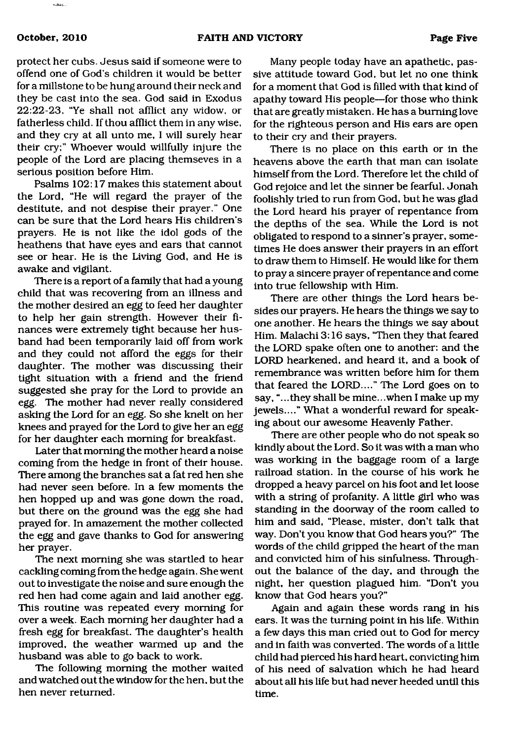protect her cubs. Jesus said if someone were to offend one of God's children it would be better for a millstone to be hung around their neck and they be cast into the sea. God said in Exodus 22:22-23, "Ye shall not afflict any widow, or fatherless child. If thou afflict them in any wise, and they cry at all unto me, I will surely hear their cry;" Whoever would willfully injure the people of the Lord are placing themseves in a serious position before Him.

Psalms 102:17 makes this statement about the Lord, "He will regard the prayer of the destitute, and not despise their prayer." One can be sure that the Lord hears His children's prayers. He is not like the idol gods of the heathens that have eyes and ears that cannot see or hear. He is the Living God, and He is awake and vigilant.

There is a report of a family that had a young child that was recovering from an illness and the mother desired an egg to feed her daughter to help her gain strength. However their finances were extremely tight because her husband had been temporarily laid off from work and they could not afford the eggs for their daughter. The mother was discussing their tight situation with a friend and the friend suggested she pray for the Lord to provide an egg. The mother had never really considered asking the Lord for an egg. So she knelt on her knees and prayed for the Lord to give her an egg for her daughter each morning for breakfast.

Later that morning the mother heard a noise coming from the hedge in front of their house. There among the branches sat a fat red hen she had never seen before. In a few moments the hen hopped up and was gone down the road, but there on the ground was the egg she had prayed for. In amazement the mother collected the egg and gave thanks to God for answering her prayer.

The next morning she was startled to hear cackling coming from the hedge again. She went out to investigate the noise and sure enough the red hen had come again and laid another egg. This routine was repeated every morning for over a week. Each morning her daughter had a fresh egg for breakfast. The daughter's health improved, the weather warmed up and the husband was able to go back to work.

The following morning the mother waited and watched out the window for the hen, but the hen never returned.

Many people today have an apathetic, passive attitude toward God, but let no one think for a moment that God is filled with that kind of apathy toward His people—for those who think that are greatly mistaken. He has a burning love for the righteous person and His ears are open to their cry and their prayers.

There is no place on this earth or in the heavens above the earth that man can isolate himself from the Lord. Therefore let the child of God rejoice and let the sinner be fearful. Jonah foolishly tried to run from God, but he was glad the Lord heard his prayer of repentance from the depths of the sea. While the Lord is not obligated to respond to a sinner's prayer, sometimes He does answer their prayers in an effort to draw them to Himself. He would like for them to pray a sincere prayer of repentance and come into true fellowship with Him.

There are other things the Lord hears besides our prayers. He hears the things we say to one another. He hears the things we say about Him. Malachi 3:16 says, "Then they that feared the LORD spake often one to another: and the LORD hearkened, and heard it, and a book of remembrance was written before him for them that feared the LORD...." The Lord goes on to say, "...they shall be mine...when I make up my jewels...." What a wonderful reward for speaking about our awesome Heavenly Father.

There are other people who do not speak so kindly about the Lord. So it was with a man who was working in the baggage room of a large railroad station. In the course of his work he dropped a heavy parcel on his foot and let loose with a string of profanity. A little girl who was standing in the doorway of the room called to him and said, "Please, mister, don't talk that way. Don't you know that God hears you?" The words of the child gripped the heart of the man and convicted him of his sinfulness. Throughout the balance of the day, and through the night, her question plagued him. "Don't you know that God hears you?"

Again and again these words rang in his ears. It was the turning point in his life. Within a few days this man cried out to God for mercy and in faith was converted. The words of a little child had pierced his hard heart, convicting him of his need of salvation which he had heard about all his life but had never heeded until this time.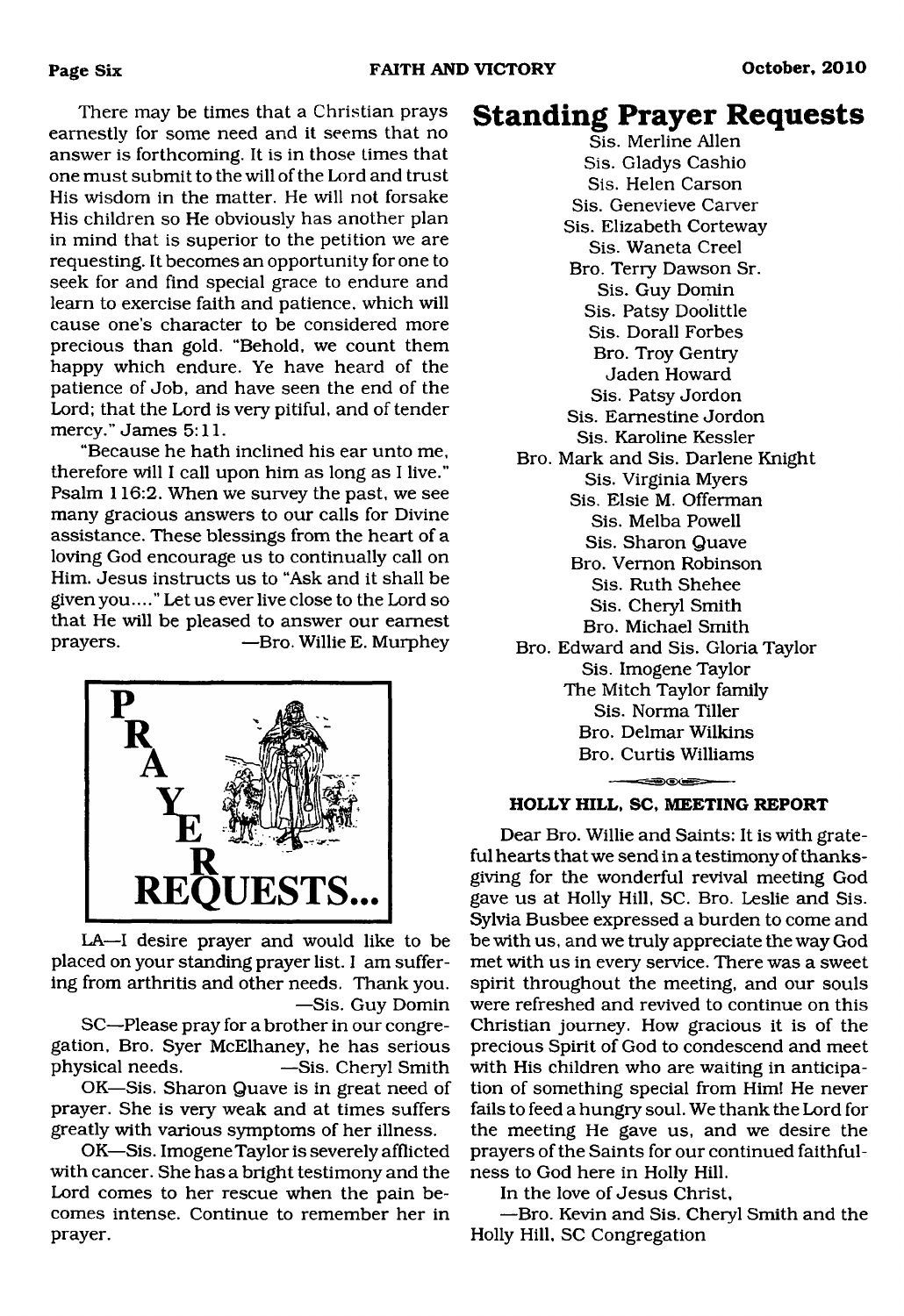There may be times that a Christian prays earnestly for some need and it seems that no answer is forthcoming. It is in those times that one must submit to the will of the Lord and trust His wisdom in the matter. He will not forsake His children so He obviously has another plan in mind that is superior to the petition we are requesting. It becomes an opportunity for one to seek for and find special grace to endure and learn to exercise faith and patience, which will cause one's character to be considered more precious than gold. "Behold, we count them happy which endure. Ye have heard of the patience of Job, and have seen the end of the Lord; that the Lord is very pitiful, and of tender mercy." James 5:11.

"Because he hath inclined his ear unto me, therefore will I call upon him as long as I live." Psalm 116:2. When we survey the past, we see many gracious answers to our calls for Divine assistance. These blessings from the heart of a loving God encourage us to continually call on Him. Jesus instructs us to "Ask and it shall be given you...." Let us ever live close to the Lord so that He will be pleased to answer our earnest prayers. —Bro. Willie E. Murphey

## PRAYER REQUESTS...

LA—I desire prayer and would like to be placed on your standing prayer list. I am suffering from arthritis and other needs. Thank you. —Sis. Guy Domin

SC—Please pray for a brother in our congregation, Bro. Syer McElhaney, he has serious physical needs. —Sis. Cheryl Smith

OK—Sis. Sharon Quave is in great need of prayer. She is very weak and at times suffers greatly with various symptoms of her illness.

OK—Sis. Imogene Taylor is severely afflicted with cancer. She has a bright testimony and the Lord comes to her rescue when the pain becomes intense. Continue to remember her in prayer.

# Standing Prayer Requests

Sis. Merline Allen
Sis. Gladys Cashio
Sis. Helen Carson
Sis. Genevieve Carver
Sis. Elizabeth Corteway
Sis. Waneta Creel
Bro. Terry Dawson Sr.
Sis. Guy Domin
Sis. Patsy Doolittle
Sis. Dorall Forbes
Bro. Troy Gentry
Jaden Howard
Sis. Patsy Jordon
Sis. Earnestine Jordon
Sis. Karoline Kessler
Bro. Mark and Sis. Darlene Knight
Sis. Virginia Myers
Sis. Elsie M. Offerman
Sis. Melba Powell
Sis. Sharon Quave
Bro. Vernon Robinson
Sis. Ruth Shehee
Sis. Cheryl Smith
Bro. Michael Smith
Bro. Edward and Sis. Gloria Taylor
Sis. Imogene Taylor
The Mitch Taylor family
Sis. Norma Tiller
Bro. Delmar Wilkins
Bro. Curtis Williams

### HOLLY HILL, SC, MEETING REPORT

Dear Bro. Willie and Saints: It is with grateful hearts that we send in a testimony of thanksgiving for the wonderful revival meeting God gave us at Holly Hill, SC. Bro. Leslie and Sis. Sylvia Busbee expressed a burden to come and be with us, and we truly appreciate the way God met with us in every service. There was a sweet spirit throughout the meeting, and our souls were refreshed and revived to continue on this Christian journey. How gracious it is of the precious Spirit of God to condescend and meet with His children who are waiting in anticipation of something special from Him! He never fails to feed a hungry soul. We thank the Lord for the meeting He gave us, and we desire the prayers of the Saints for our continued faithfulness to God here in Holly Hill.

In the love of Jesus Christ,

—Bro. Kevin and Sis. Cheryl Smith and the Holly Hill, SC Congregation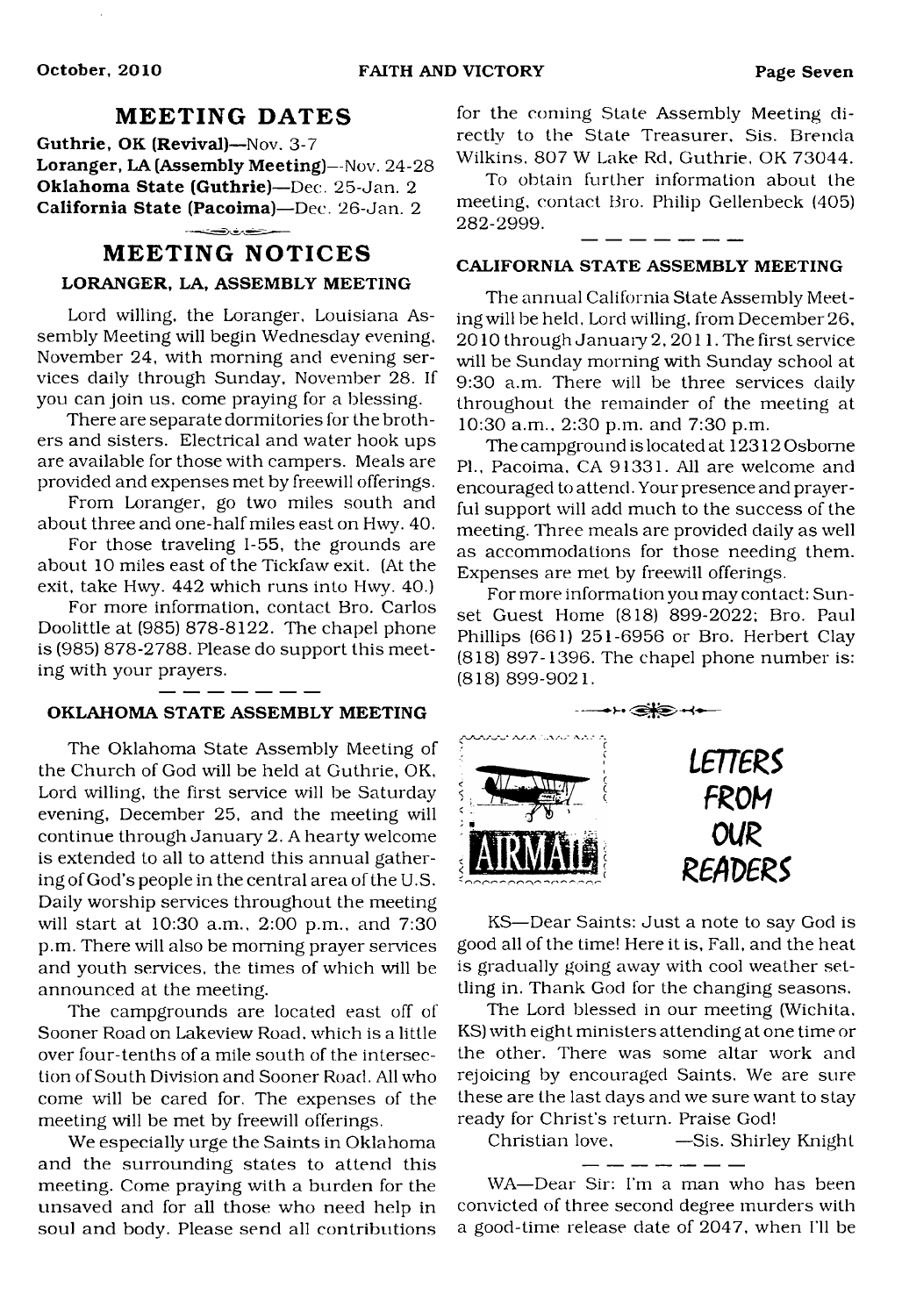## MEETING DATES

**Guthrie, OK (Revival)**—Nov. 3-7
**Loranger, LA (Assembly Meeting)**—Nov. 24-28
**Oklahoma State (Guthrie)**—Dec. 25-Jan. 2
**California State (Pacoima)**—Dec. 26-Jan. 2

## MEETING NOTICES

### LORANGER, LA, ASSEMBLY MEETING

Lord willing, the Loranger, Louisiana Assembly Meeting will begin Wednesday evening, November 24, with morning and evening services daily through Sunday, November 28. If you can join us, come praying for a blessing.

There are separate dormitories for the brothers and sisters. Electrical and water hook ups are available for those with campers. Meals are provided and expenses met by freewill offerings.

From Loranger, go two miles south and about three and one-half miles east on Hwy. 40.

For those traveling I-55, the grounds are about 10 miles east of the Tickfaw exit. (At the exit, take Hwy. 442 which runs into Hwy. 40.)

For more information, contact Bro. Carlos Doolittle at (985) 878-8122. The chapel phone is (985) 878-2788. Please do support this meeting with your prayers.

### OKLAHOMA STATE ASSEMBLY MEETING

The Oklahoma State Assembly Meeting of the Church of God will be held at Guthrie, OK, Lord willing, the first service will be Saturday evening, December 25, and the meeting will continue through January 2. A hearty welcome is extended to all to attend this annual gathering of God's people in the central area of the U.S. Daily worship services throughout the meeting will start at 10:30 a.m., 2:00 p.m., and 7:30 p.m. There will also be morning prayer services and youth services, the times of which will be announced at the meeting.

The campgrounds are located east off of Sooner Road on Lakeview Road, which is a little over four-tenths of a mile south of the intersection of South Division and Sooner Road. All who come will be cared for. The expenses of the meeting will be met by freewill offerings.

We especially urge the Saints in Oklahoma and the surrounding states to attend this meeting. Come praying with a burden for the unsaved and for all those who need help in soul and body. Please send all contributions for the coming State Assembly Meeting directly to the State Treasurer, Sis. Brenda Wilkins, 807 W Lake Rd, Guthrie, OK 73044.

To obtain further information about the meeting, contact Bro. Philip Gellenbeck (405) 282-2999.

### CALIFORNIA STATE ASSEMBLY MEETING

The annual California State Assembly Meeting will be held, Lord willing, from December 26, 2010 through January 2, 2011. The first service will be Sunday morning with Sunday school at 9:30 a.m. There will be three services daily throughout the remainder of the meeting at 10:30 a.m., 2:30 p.m. and 7:30 p.m.

The campground is located at 12312 Osborne Pl., Pacoima, CA 91331. All are welcome and encouraged to attend. Your presence and prayerful support will add much to the success of the meeting. Three meals are provided daily as well as accommodations for those needing them. Expenses are met by freewill offerings.

For more information you may contact: Sunset Guest Home (818) 899-2022; Bro. Paul Phillips (661) 251-6956 or Bro. Herbert Clay (818) 897-1396. The chapel phone number is: (818) 899-9021.

## LETTERS FROM OUR READERS

KS—Dear Saints: Just a note to say God is good all of the time! Here it is, Fall, and the heat is gradually going away with cool weather settling in. Thank God for the changing seasons.

The Lord blessed in our meeting (Wichita, KS) with eight ministers attending at one time or the other. There was some altar work and rejoicing by encouraged Saints. We are sure these are the last days and we sure want to stay ready for Christ's return. Praise God!

Christian love, —Sis. Shirley Knight

WA—Dear Sir: I'm a man who has been convicted of three second degree murders with a good-time release date of 2047, when I'll be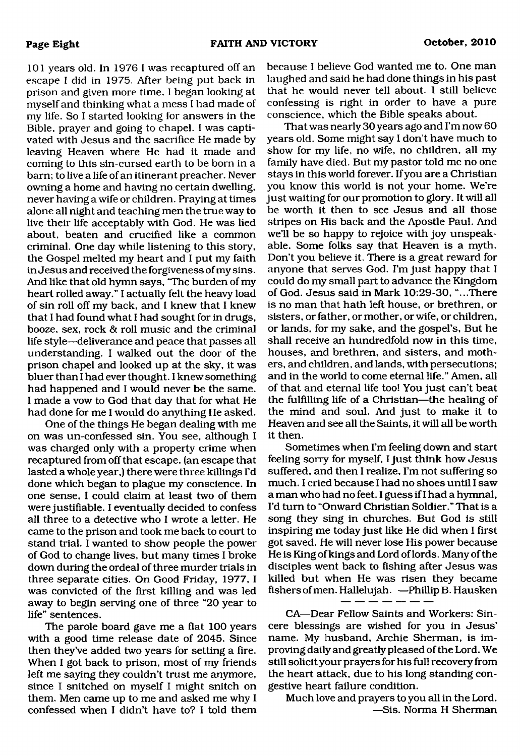101 years old. In 1976 I was recaptured off an escape I did in 1975. After being put back in prison and given more time. I began looking at myself and thinking what a mess I had made of my life. So I started looking for answers in the Bible, prayer and going to chapel. I was captivated with Jesus and the sacrifice He made by leaving Heaven where He had it made and coming to this sin-cursed earth to be born in a barn; to live a life of an itinerant preacher. Never owning a home and having no certain dwelling, never having a wife or children. Praying at times alone all night and teaching men the true way to live their life acceptably with God. He was lied about, beaten and crucified like a common criminal. One day while listening to this story, the Gospel melted my heart and I put my faith in Jesus and received the forgiveness of my sins. And like that old hymn says, "The burden of my heart rolled away." I actually felt the heavy load of sin roll off my back, and I knew that I knew that I had found what I had sought for in drugs, booze, sex, rock & roll music and the criminal life style—deliverance and peace that passes all understanding. I walked out the door of the prison chapel and looked up at the sky, it was bluer than I had ever thought. I knew something had happened and I would never be the same. I made a vow to God that day that for what He had done for me I would do anything He asked.

One of the things He began dealing with me on was un-confessed sin. You see, although I was charged only with a property crime when recaptured from off that escape, (an escape that lasted a whole year,) there were three killings I'd done which began to plague my conscience. In one sense, I could claim at least two of them were justifiable. I eventually decided to confess all three to a detective who I wrote a letter. He came to the prison and took me back to court to stand trial. I wanted to show people the power of God to change lives, but many times I broke down during the ordeal of three murder trials in three separate cities. On Good Friday, 1977, I was convicted of the first killing and was led away to begin serving one of three "20 year to life" sentences.

The parole board gave me a flat 100 years with a good time release date of 2045. Since then they've added two years for setting a fire. When I got back to prison, most of my friends left me saying they couldn't trust me anymore, since I snitched on myself I might snitch on them. Men came up to me and asked me why I confessed when I didn't have to? I told them because I believe God wanted me to. One man laughed and said he had done things in his past that he would never tell about. I still believe confessing is right in order to have a pure conscience, which the Bible speaks about.

That was nearly 30 years ago and I'm now 60 years old. Some might say I don't have much to show for my life, no wife, no children, all my family have died. But my pastor told me no one stays in this world forever. If you are a Christian you know this world is not your home. We're just waiting for our promotion to glory. It will all be worth it then to see Jesus and all those stripes on His back and the Apostle Paul. And we'll be so happy to rejoice with joy unspeakable. Some folks say that Heaven is a myth. Don't you believe it. There is a great reward for anyone that serves God. I'm just happy that I could do my small part to advance the Kingdom of God. Jesus said in Mark 10:29-30, "...There is no man that hath left house, or brethren, or sisters, or father, or mother, or wife, or children, or lands, for my sake, and the gospel's, But he shall receive an hundredfold now in this time, houses, and brethren, and sisters, and mothers, and children, and lands, with persecutions; and in the world to come eternal life." Amen, all of that and eternal life too! You just can't beat the fulfilling life of a Christian—the healing of the mind and soul. And just to make it to Heaven and see all the Saints, it will all be worth it then.

Sometimes when I'm feeling down and start feeling sorry for myself, I just think how Jesus suffered, and then I realize, I'm not suffering so much. I cried because I had no shoes until I saw a man who had no feet. I guess if I had a hymnal, I'd turn to "Onward Christian Soldier." That is a song they sing in churches. But God is still inspiring me today just like He did when I first got saved. He will never lose His power because He is King of kings and Lord of lords. Many of the disciples went back to fishing after Jesus was killed but when He was risen they became fishers of men. Hallelujah. —Phillip B. Hausken

---

CA—Dear Fellow Saints and Workers: Sincere blessings are wished for you in Jesus' name. My husband, Archie Sherman, is improving daily and greatly pleased of the Lord. We still solicit your prayers for his full recovery from the heart attack, due to his long standing congestive heart failure condition.

Much love and prayers to you all in the Lord.
—Sis. Norma H Sherman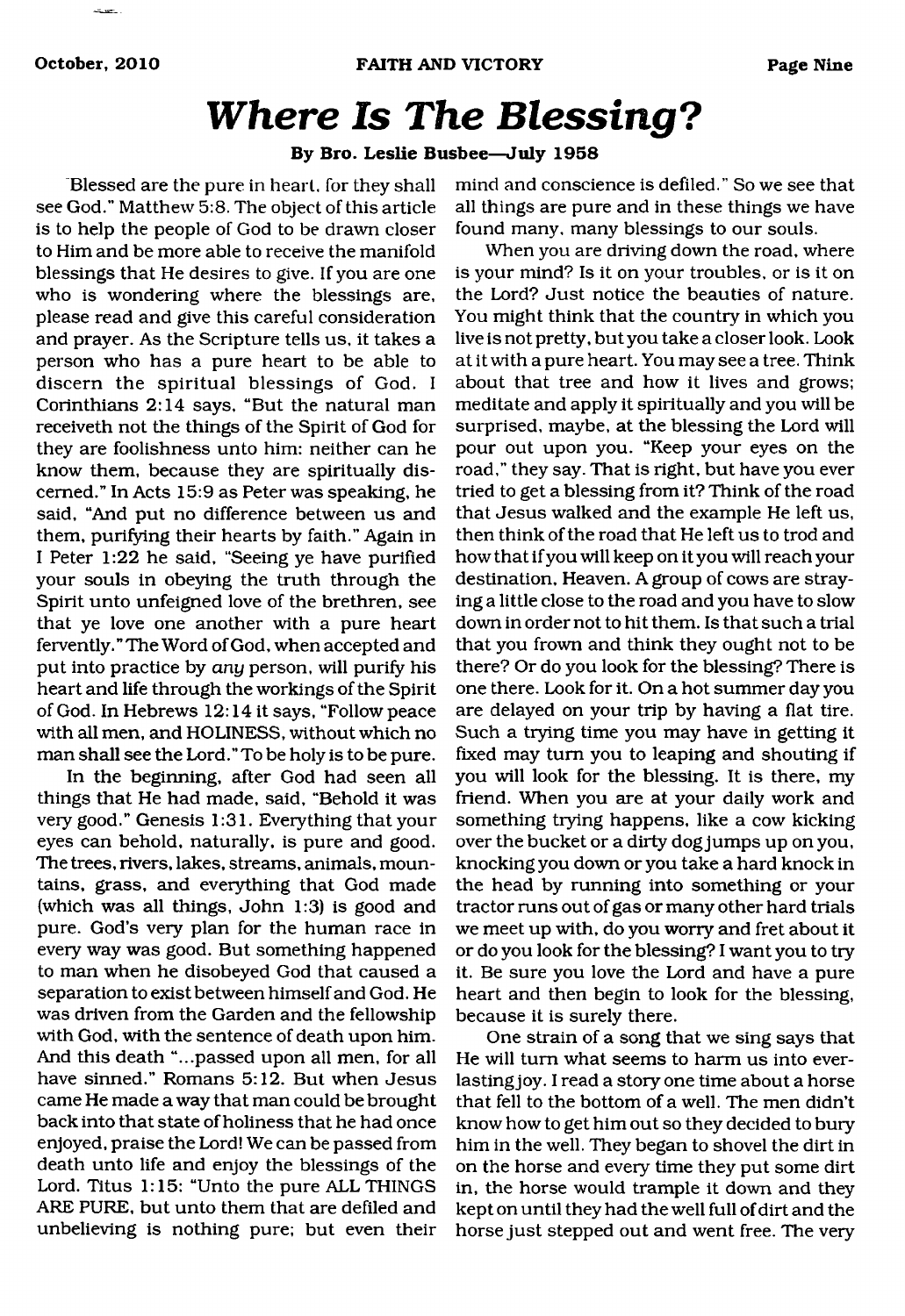# *Where Is The Blessing?*

**By Bro. Leslie Busbee—July 1958**

"Blessed are the pure in heart, for they shall see God." Matthew 5:8. The object of this article is to help the people of God to be drawn closer to Him and be more able to receive the manifold blessings that He desires to give. If you are one who is wondering where the blessings are, please read and give this careful consideration and prayer. As the Scripture tells us, it takes a person who has a pure heart to be able to discern the spiritual blessings of God. I Corinthians 2:14 says, "But the natural man receiveth not the things of the Spirit of God for they are foolishness unto him: neither can he know them, because they are spiritually discerned." In Acts 15:9 as Peter was speaking, he said, "And put no difference between us and them, purifying their hearts by faith." Again in I Peter 1:22 he said, "Seeing ye have purified your souls in obeying the truth through the Spirit unto unfeigned love of the brethren, see that ye love one another with a pure heart fervently." The Word of God, when accepted and put into practice by *any* person, will purify his heart and life through the workings of the Spirit of God. In Hebrews 12:14 it says, "Follow peace with all men, and HOLINESS, without which no man shall see the Lord." To be holy is to be pure.

In the beginning, after God had seen all things that He had made, said, "Behold it was very good." Genesis 1:31. Everything that your eyes can behold, naturally, is pure and good. The trees, rivers, lakes, streams, animals, mountains, grass, and everything that God made (which was all things, John 1:3) is good and pure. God's very plan for the human race in every way was good. But something happened to man when he disobeyed God that caused a separation to exist between himself and God. He was driven from the Garden and the fellowship with God, with the sentence of death upon him. And this death "...passed upon all men, for all have sinned." Romans 5:12. But when Jesus came He made a way that man could be brought back into that state of holiness that he had once enjoyed, praise the Lord! We can be passed from death unto life and enjoy the blessings of the Lord. Titus 1:15: "Unto the pure ALL THINGS ARE PURE, but unto them that are defiled and unbelieving is nothing pure; but even their mind and conscience is defiled." So we see that all things are pure and in these things we have found many, many blessings to our souls.

When you are driving down the road, where is your mind? Is it on your troubles, or is it on the Lord? Just notice the beauties of nature. You might think that the country in which you live is not pretty, but you take a closer look. Look at it with a pure heart. You may see a tree. Think about that tree and how it lives and grows; meditate and apply it spiritually and you will be surprised, maybe, at the blessing the Lord will pour out upon you. "Keep your eyes on the road," they say. That is right, but have you ever tried to get a blessing from it? Think of the road that Jesus walked and the example He left us, then think of the road that He left us to trod and how that if you will keep on it you will reach your destination, Heaven. A group of cows are straying a little close to the road and you have to slow down in order not to hit them. Is that such a trial that you frown and think they ought not to be there? Or do you look for the blessing? There is one there. Look for it. On a hot summer day you are delayed on your trip by having a flat tire. Such a trying time you may have in getting it fixed may turn you to leaping and shouting if you will look for the blessing. It is there, my friend. When you are at your daily work and something trying happens, like a cow kicking over the bucket or a dirty dog jumps up on you, knocking you down or you take a hard knock in the head by running into something or your tractor runs out of gas or many other hard trials we meet up with, do you worry and fret about it or do you look for the blessing? I want you to try it. Be sure you love the Lord and have a pure heart and then begin to look for the blessing, because it is surely there.

One strain of a song that we sing says that He will turn what seems to harm us into everlasting joy. I read a story one time about a horse that fell to the bottom of a well. The men didn't know how to get him out so they decided to bury him in the well. They began to shovel the dirt in on the horse and every time they put some dirt in, the horse would trample it down and they kept on until they had the well full of dirt and the horse just stepped out and went free. The very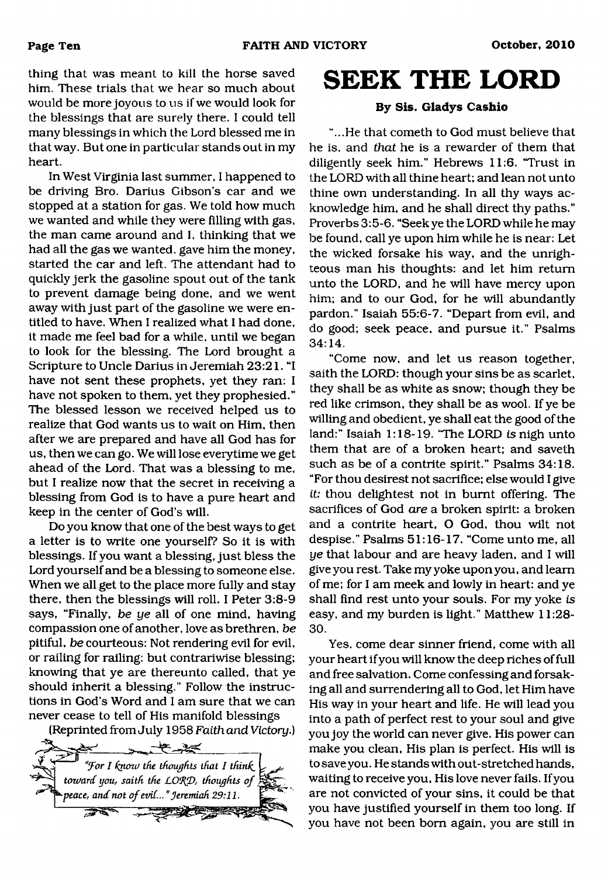thing that was meant to kill the horse saved him. These trials that we hear so much about would be more joyous to us if we would look for the blessings that are surely there. I could tell many blessings in which the Lord blessed me in that way. But one in particular stands out in my heart.

In West Virginia last summer, I happened to be driving Bro. Darius Gibson's car and we stopped at a station for gas. We told how much we wanted and while they were filling with gas, the man came around and I, thinking that we had all the gas we wanted, gave him the money, started the car and left. The attendant had to quickly jerk the gasoline spout out of the tank to prevent damage being done, and we went away with just part of the gasoline we were entitled to have. When I realized what I had done, it made me feel bad for a while, until we began to look for the blessing. The Lord brought a Scripture to Uncle Darius in Jeremiah 23:21. "I have not sent these prophets, yet they ran: I have not spoken to them, yet they prophesied." The blessed lesson we received helped us to realize that God wants us to wait on Him, then after we are prepared and have all God has for us, then we can go. We will lose everytime we get ahead of the Lord. That was a blessing to me, but I realize now that the secret in receiving a blessing from God is to have a pure heart and keep in the center of God's will.

Do you know that one of the best ways to get a letter is to write one yourself? So it is with blessings. If you want a blessing, just bless the Lord yourself and be a blessing to someone else. When we all get to the place more fully and stay there, then the blessings will roll. I Peter 3:8-9 says, "Finally, *be ye* all of one mind, having compassion one of another, love as brethren, *be* pitiful, *be* courteous: Not rendering evil for evil, or railing for railing: but contrariwise blessing; knowing that ye are thereunto called, that ye should inherit a blessing." Follow the instructions in God's Word and I am sure that we can never cease to tell of His manifold blessings

(Reprinted from July 1958 *Faith and Victory*.)

> *"For I know the thoughts that I think toward you, saith the LORD, thoughts of peace, and not of evil..." Jeremiah 29:11.*

# SEEK THE LORD

**By Sis. Gladys Cashio**

"...He that cometh to God must believe that he is, and *that* he is a rewarder of them that diligently seek him." Hebrews 11:6. "Trust in the LORD with all thine heart; and lean not unto thine own understanding. In all thy ways acknowledge him, and he shall direct thy paths." Proverbs 3:5-6. "Seek ye the LORD while he may be found, call ye upon him while he is near: Let the wicked forsake his way, and the unrighteous man his thoughts: and let him return unto the LORD, and he will have mercy upon him; and to our God, for he will abundantly pardon." Isaiah 55:6-7. "Depart from evil, and do good; seek peace, and pursue it." Psalms 34:14.

"Come now, and let us reason together, saith the LORD: though your sins be as scarlet, they shall be as white as snow; though they be red like crimson, they shall be as wool. If ye be willing and obedient, ye shall eat the good of the land:" Isaiah 1:18-19. "The LORD *is* nigh unto them that are of a broken heart; and saveth such as be of a contrite spirit." Psalms 34:18. "For thou desirest not sacrifice; else would I give *it:* thou delightest not in burnt offering. The sacrifices of God *are* a broken spirit: a broken and a contrite heart, O God, thou wilt not despise." Psalms 51:16-17. "Come unto me, all *ye* that labour and are heavy laden, and I will give you rest. Take my yoke upon you, and learn of me; for I am meek and lowly in heart: and ye shall find rest unto your souls. For my yoke *is* easy, and my burden is light." Matthew 11:28-30.

Yes, come dear sinner friend, come with all your heart if you will know the deep riches of full and free salvation. Come confessing and forsaking all and surrendering all to God, let Him have His way in your heart and life. He will lead you into a path of perfect rest to your soul and give you joy the world can never give. His power can make you clean, His plan is perfect. His will is to save you. He stands with out-stretched hands, waiting to receive you, His love never fails. If you are not convicted of your sins, it could be that you have justified yourself in them too long. If you have not been born again, you are still in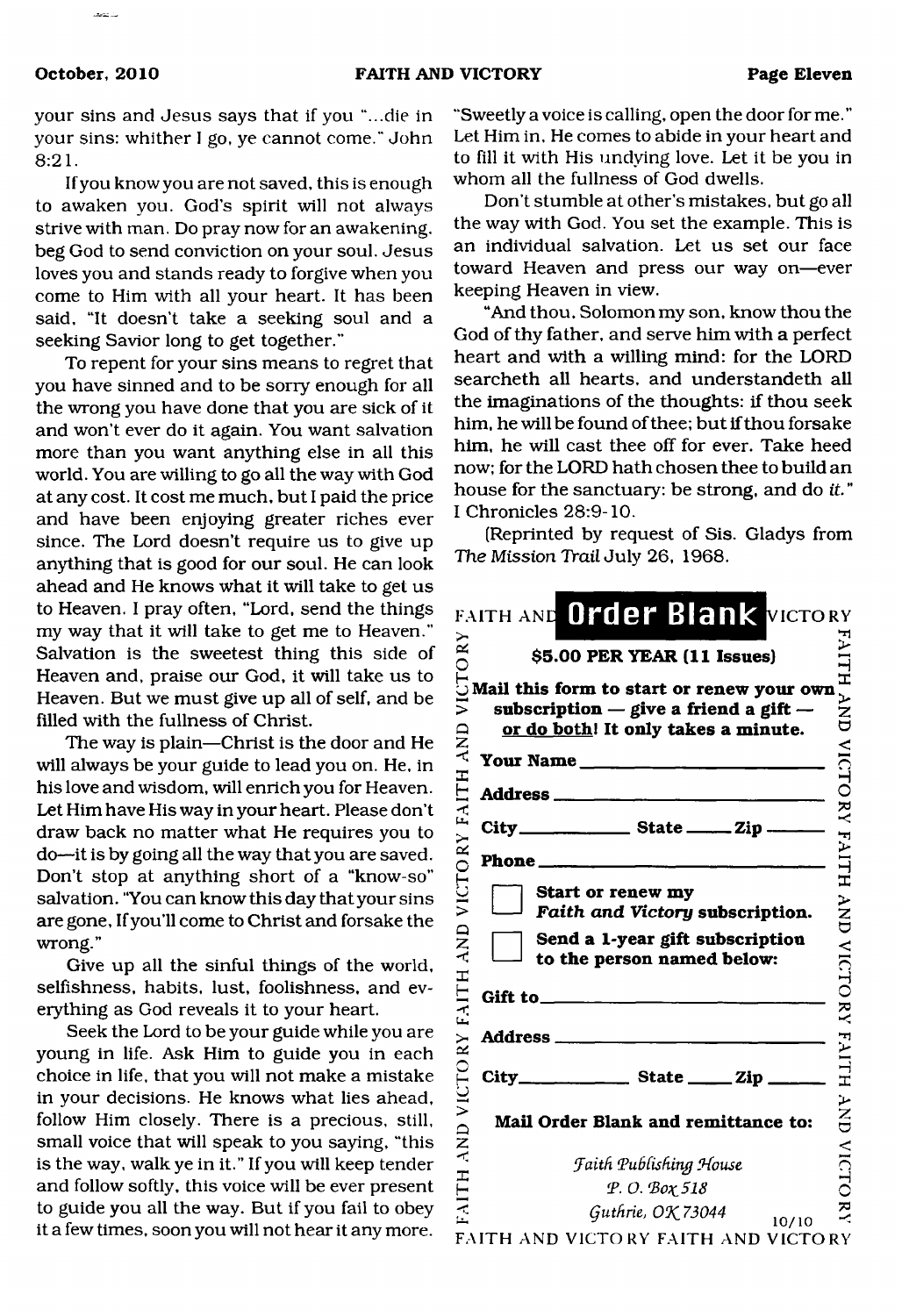your sins and Jesus says that if you "...die in your sins: whither I go, ye cannot come." John 8:21.

If you know you are not saved, this is enough to awaken you. God's spirit will not always strive with man. Do pray now for an awakening, beg God to send conviction on your soul. Jesus loves you and stands ready to forgive when you come to Him with all your heart. It has been said, "It doesn't take a seeking soul and a seeking Savior long to get together."

To repent for your sins means to regret that you have sinned and to be sorry enough for all the wrong you have done that you are sick of it and won't ever do it again. You want salvation more than you want anything else in all this world. You are willing to go all the way with God at any cost. It cost me much, but I paid the price and have been enjoying greater riches ever since. The Lord doesn't require us to give up anything that is good for our soul. He can look ahead and He knows what it will take to get us to Heaven. I pray often, "Lord, send the things my way that it will take to get me to Heaven." Salvation is the sweetest thing this side of Heaven and, praise our God, it will take us to Heaven. But we must give up all of self, and be filled with the fullness of Christ.

The way is plain—Christ is the door and He will always be your guide to lead you on. He, in his love and wisdom, will enrich you for Heaven. Let Him have His way in your heart. Please don't draw back no matter what He requires you to do—it is by going all the way that you are saved. Don't stop at anything short of a "know-so" salvation. "You can know this day that your sins are gone, If you'll come to Christ and forsake the wrong."

Give up all the sinful things of the world, selfishness, habits, lust, foolishness, and everything as God reveals it to your heart.

Seek the Lord to be your guide while you are young in life. Ask Him to guide you in each choice in life, that you will not make a mistake in your decisions. He knows what lies ahead, follow Him closely. There is a precious, still, small voice that will speak to you saying, "this is the way, walk ye in it." If you will keep tender and follow softly, this voice will be ever present to guide you all the way. But if you fail to obey it a few times, soon you will not hear it any more.

"Sweetly a voice is calling, open the door for me." Let Him in, He comes to abide in your heart and to fill it with His undying love. Let it be you in whom all the fullness of God dwells.

Don't stumble at other's mistakes, but go all the way with God. You set the example. This is an individual salvation. Let us set our face toward Heaven and press our way on—ever keeping Heaven in view.

"And thou, Solomon my son, know thou the God of thy father, and serve him with a perfect heart and with a willing mind: for the LORD searcheth all hearts, and understandeth all the imaginations of the thoughts: if thou seek him, he will be found of thee; but if thou forsake him, he will cast thee off for ever. Take heed now; for the LORD hath chosen thee to build an house for the sanctuary: be strong, and do *it*." I Chronicles 28:9-10.

(Reprinted by request of Sis. Gladys from *The Mission Trail* July 26, 1968.

## FAITH AND VICTORY Order Blank

**$5.00 PER YEAR (11 Issues)**

**Mail this form to start or renew your own subscription — give a friend a gift — or do both! It only takes a minute.**

**Your Name** ____________________

**Address** ____________________

**City** __________ **State** _____ **Zip** _____

**Phone** ____________________

☐ **Start or renew my *Faith and Victory* subscription.**

☐ **Send a 1-year gift subscription to the person named below:**

**Gift to** ____________________

**Address** ____________________

**City** __________ **State** _____ **Zip** _____

**Mail Order Blank and remittance to:**

*Faith Publishing House*
*P. O. Box 518*
*Guthrie, OK 73044*

10/10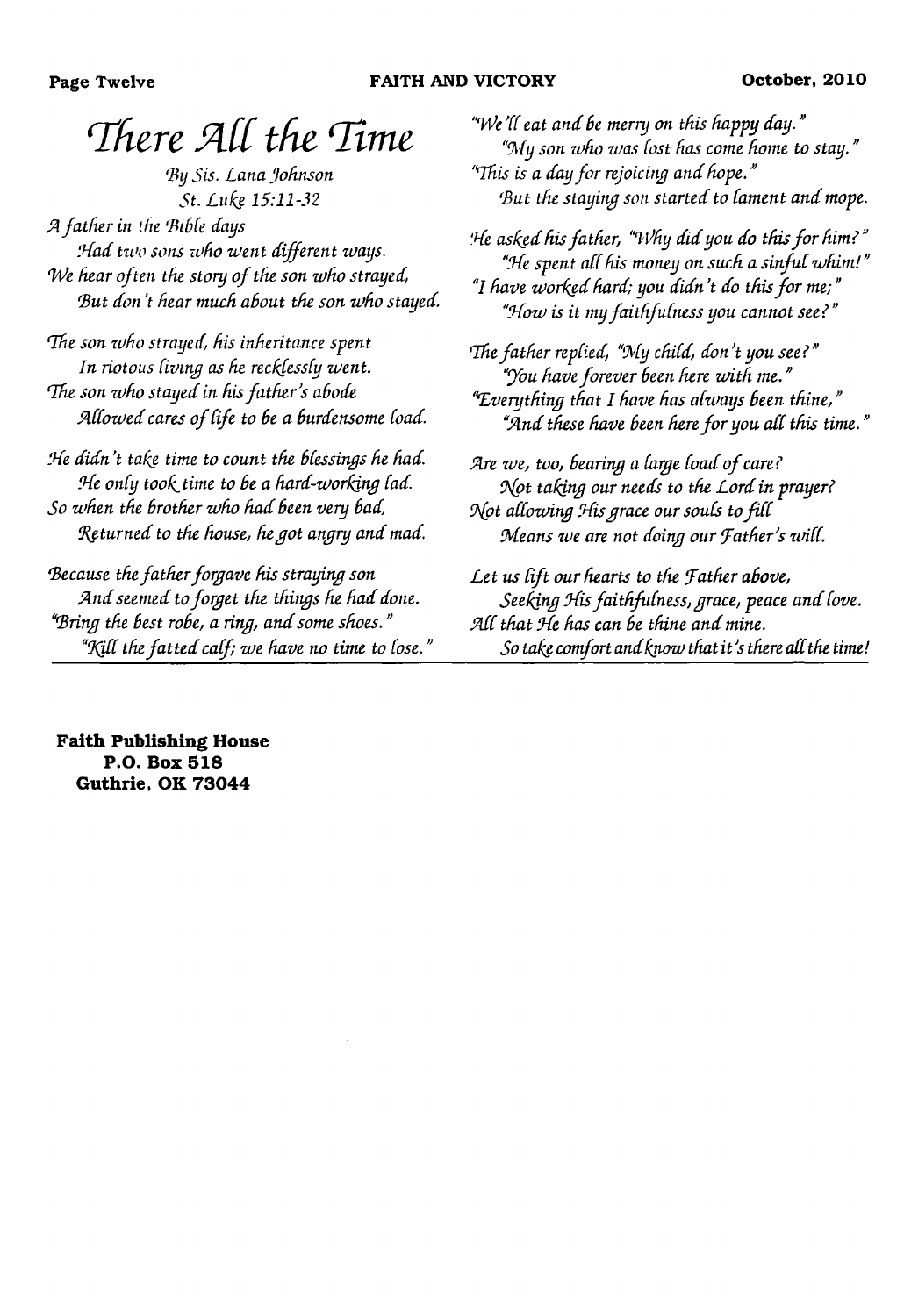# There All the Time

*By Sis. Lana Johnson*
*St. Luke 15:11-32*

*A father in the Bible days*
*Had two sons who went different ways.*
*We hear often the story of the son who strayed,*
*But don't hear much about the son who stayed.*

*The son who strayed, his inheritance spent*
*In riotous living as he recklessly went.*
*The son who stayed in his father's abode*
*Allowed cares of life to be a burdensome load.*

*He didn't take time to count the blessings he had.*
*He only took time to be a hard-working lad.*
*So when the brother who had been very bad,*
*Returned to the house, he got angry and mad.*

*Because the father forgave his straying son*
*And seemed to forget the things he had done.*
*"Bring the best robe, a ring, and some shoes."*
*"Kill the fatted calf; we have no time to lose."*

*"We'll eat and be merry on this happy day."*
*"My son who was lost has come home to stay."*
*"This is a day for rejoicing and hope."*
*But the staying son started to lament and mope.*

*He asked his father, "Why did you do this for him?"*
*"He spent all his money on such a sinful whim!"*
*"I have worked hard; you didn't do this for me;"*
*"How is it my faithfulness you cannot see?"*

*The father replied, "My child, don't you see?"*
*"You have forever been here with me."*
*"Everything that I have has always been thine,"*
*"And these have been here for you all this time."*

*Are we, too, bearing a large load of care?*
*Not taking our needs to the Lord in prayer?*
*Not allowing His grace our souls to fill*
*Means we are not doing our Father's will.*

*Let us lift our hearts to the Father above,*
*Seeking His faithfulness, grace, peace and love.*
*All that He has can be thine and mine.*
*So take comfort and know that it's there all the time!*

**Faith Publishing House**
**P.O. Box 518**
**Guthrie, OK 73044**